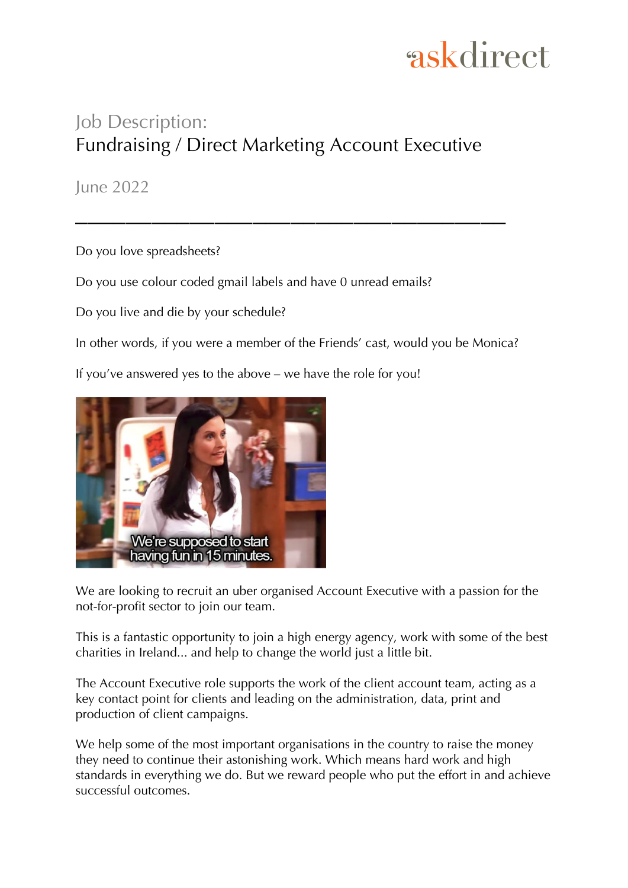askdirect

# Job Description:
## Fundraising / Direct Marketing Account Executive

June 2022

---

Do you love spreadsheets?

Do you use colour coded gmail labels and have 0 unread emails?

Do you live and die by your schedule?

In other words, if you were a member of the Friends' cast, would you be Monica?

If you've answered yes to the above – we have the role for you!

We are looking to recruit an uber organised Account Executive with a passion for the not-for-profit sector to join our team.

This is a fantastic opportunity to join a high energy agency, work with some of the best charities in Ireland... and help to change the world just a little bit.

The Account Executive role supports the work of the client account team, acting as a key contact point for clients and leading on the administration, data, print and production of client campaigns.

We help some of the most important organisations in the country to raise the money they need to continue their astonishing work. Which means hard work and high standards in everything we do. But we reward people who put the effort in and achieve successful outcomes.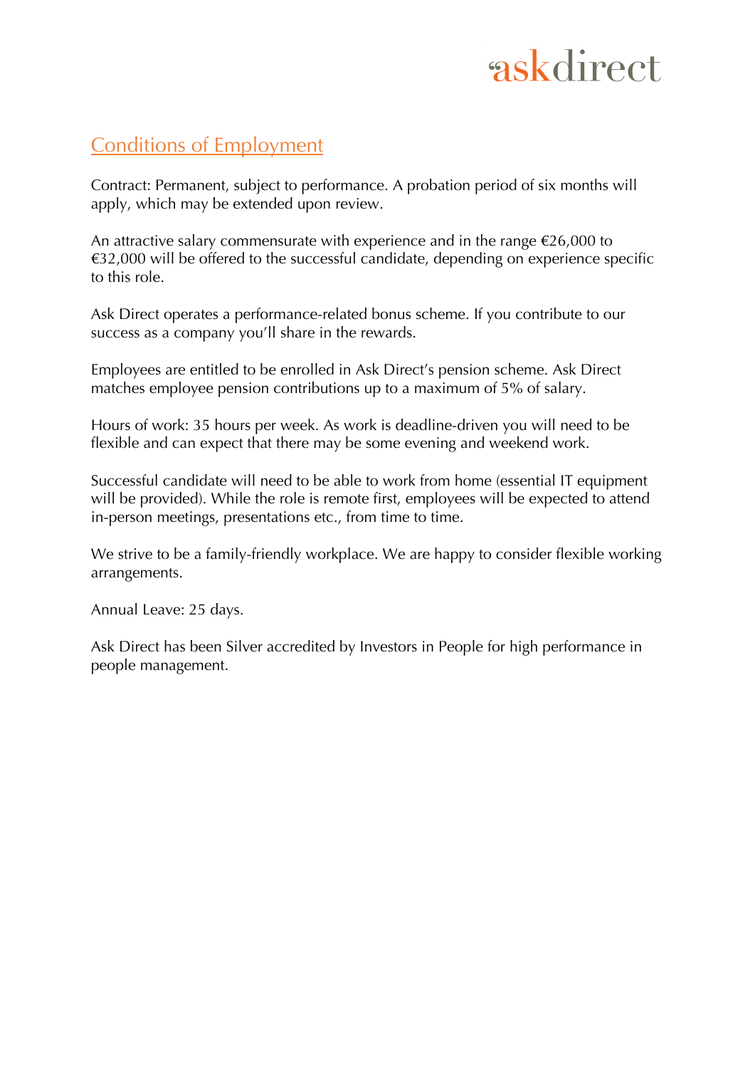## Conditions of Employment

Contract: Permanent, subject to performance. A probation period of six months will apply, which may be extended upon review.

An attractive salary commensurate with experience and in the range €26,000 to €32,000 will be offered to the successful candidate, depending on experience specific to this role.

Ask Direct operates a performance-related bonus scheme. If you contribute to our success as a company you'll share in the rewards.

Employees are entitled to be enrolled in Ask Direct's pension scheme. Ask Direct matches employee pension contributions up to a maximum of 5% of salary.

Hours of work: 35 hours per week. As work is deadline-driven you will need to be flexible and can expect that there may be some evening and weekend work.

Successful candidate will need to be able to work from home (essential IT equipment will be provided). While the role is remote first, employees will be expected to attend in-person meetings, presentations etc., from time to time.

We strive to be a family-friendly workplace. We are happy to consider flexible working arrangements.

Annual Leave: 25 days.

Ask Direct has been Silver accredited by Investors in People for high performance in people management.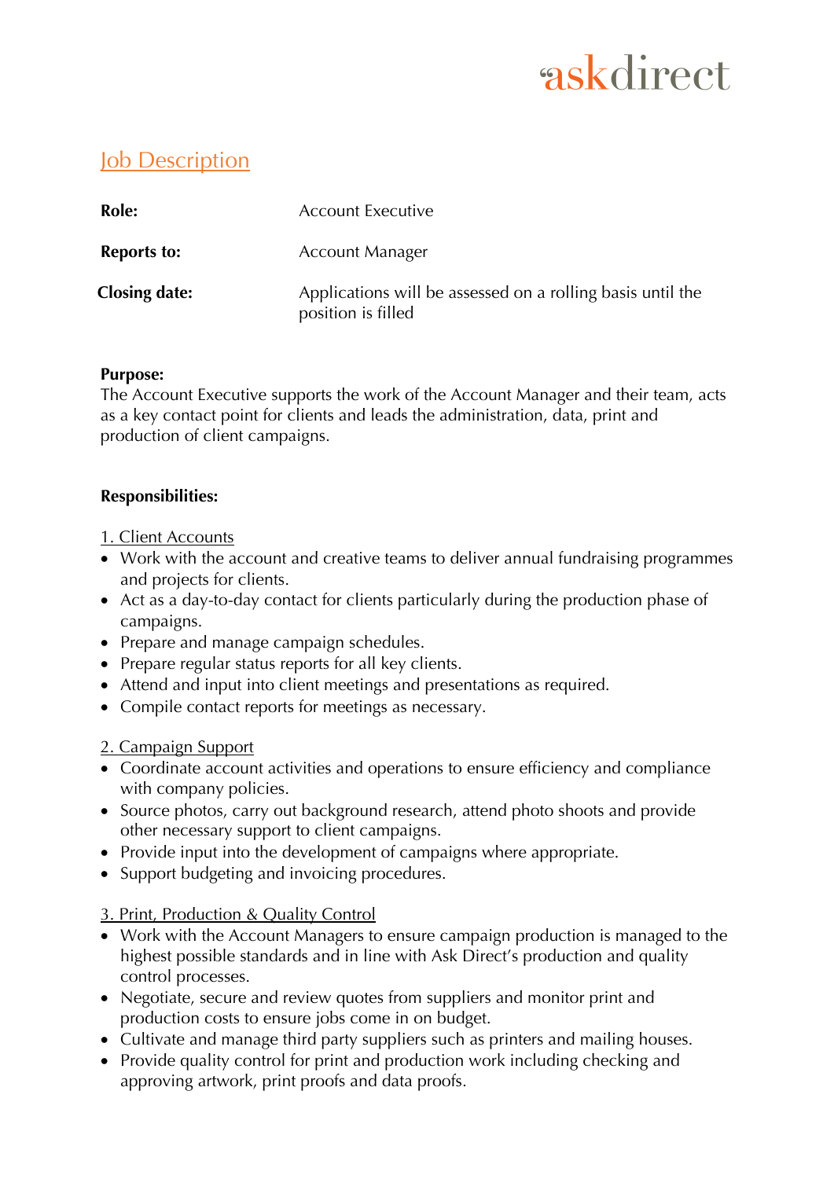# Job Description

| | |
|---|---|
| **Role:** | Account Executive |
| **Reports to:** | Account Manager |
| **Closing date:** | Applications will be assessed on a rolling basis until the position is filled |

**Purpose:**
The Account Executive supports the work of the Account Manager and their team, acts as a key contact point for clients and leads the administration, data, print and production of client campaigns.

**Responsibilities:**

1. Client Accounts

- Work with the account and creative teams to deliver annual fundraising programmes and projects for clients.
- Act as a day-to-day contact for clients particularly during the production phase of campaigns.
- Prepare and manage campaign schedules.
- Prepare regular status reports for all key clients.
- Attend and input into client meetings and presentations as required.
- Compile contact reports for meetings as necessary.

2. Campaign Support

- Coordinate account activities and operations to ensure efficiency and compliance with company policies.
- Source photos, carry out background research, attend photo shoots and provide other necessary support to client campaigns.
- Provide input into the development of campaigns where appropriate.
- Support budgeting and invoicing procedures.

3. Print, Production & Quality Control

- Work with the Account Managers to ensure campaign production is managed to the highest possible standards and in line with Ask Direct's production and quality control processes.
- Negotiate, secure and review quotes from suppliers and monitor print and production costs to ensure jobs come in on budget.
- Cultivate and manage third party suppliers such as printers and mailing houses.
- Provide quality control for print and production work including checking and approving artwork, print proofs and data proofs.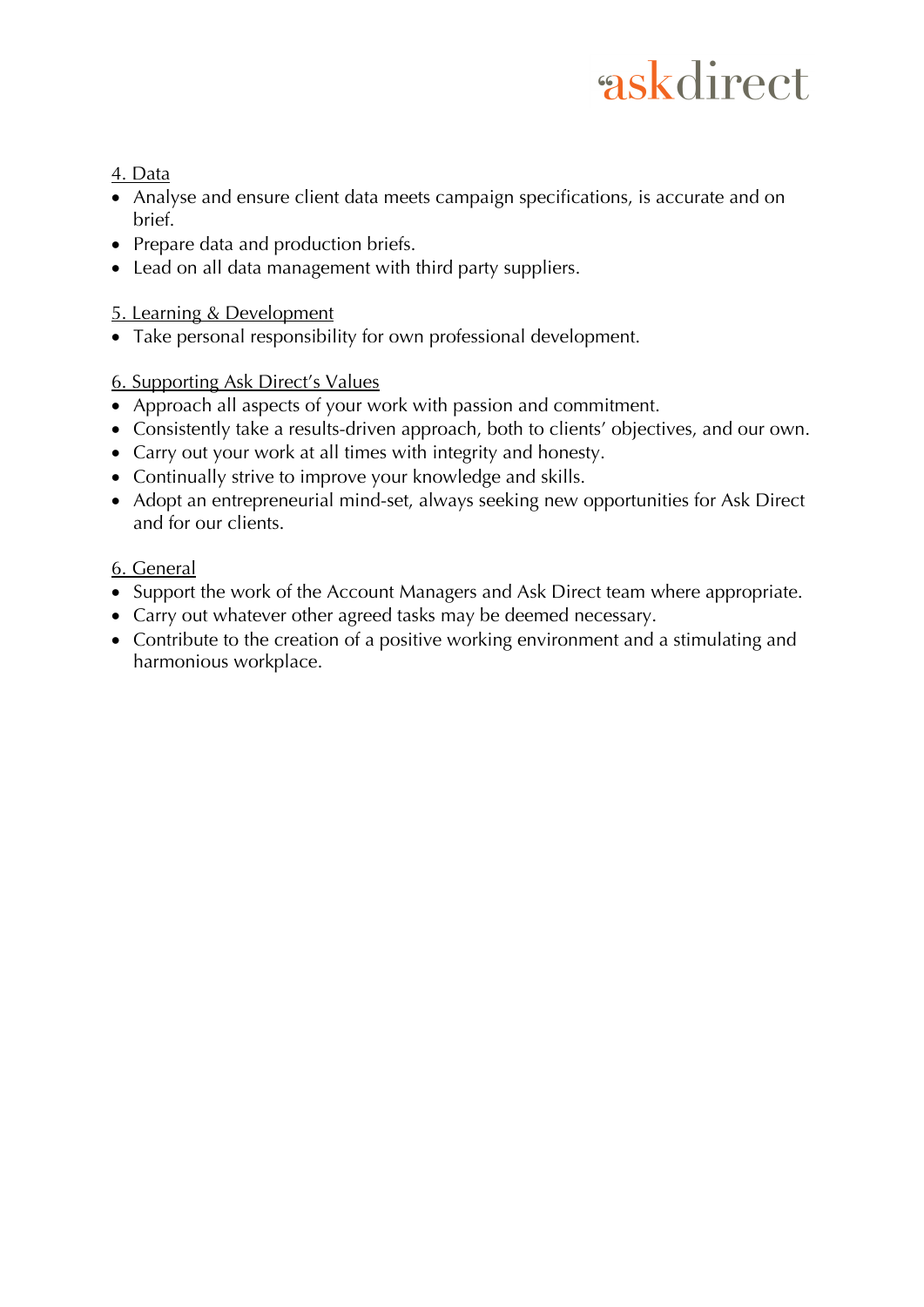4. Data

- Analyse and ensure client data meets campaign specifications, is accurate and on brief.
- Prepare data and production briefs.
- Lead on all data management with third party suppliers.

5. Learning & Development

- Take personal responsibility for own professional development.

6. Supporting Ask Direct's Values

- Approach all aspects of your work with passion and commitment.
- Consistently take a results-driven approach, both to clients' objectives, and our own.
- Carry out your work at all times with integrity and honesty.
- Continually strive to improve your knowledge and skills.
- Adopt an entrepreneurial mind-set, always seeking new opportunities for Ask Direct and for our clients.

6. General

- Support the work of the Account Managers and Ask Direct team where appropriate.
- Carry out whatever other agreed tasks may be deemed necessary.
- Contribute to the creation of a positive working environment and a stimulating and harmonious workplace.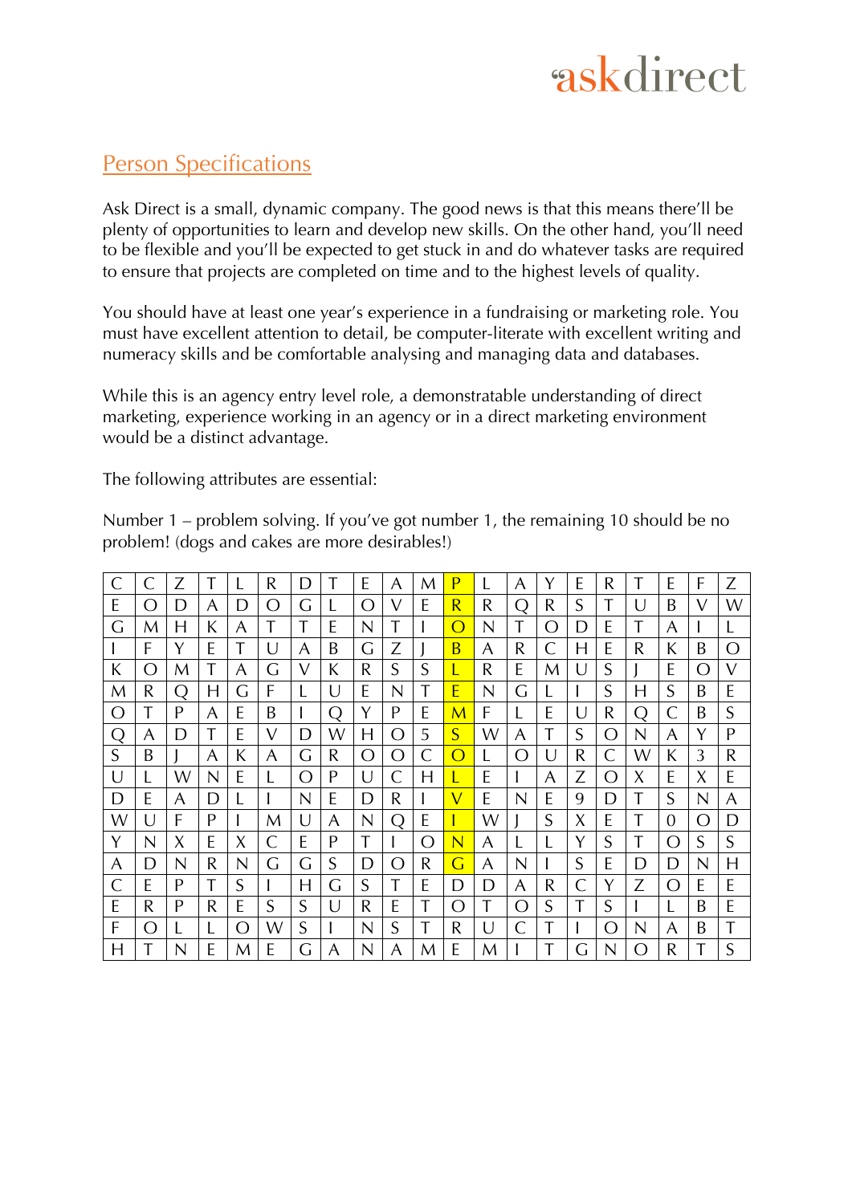askdirect

## Person Specifications

Ask Direct is a small, dynamic company. The good news is that this means there'll be plenty of opportunities to learn and develop new skills. On the other hand, you'll need to be flexible and you'll be expected to get stuck in and do whatever tasks are required to ensure that projects are completed on time and to the highest levels of quality.

You should have at least one year's experience in a fundraising or marketing role. You must have excellent attention to detail, be computer-literate with excellent writing and numeracy skills and be comfortable analysing and managing data and databases.

While this is an agency entry level role, a demonstratable understanding of direct marketing, experience working in an agency or in a direct marketing environment would be a distinct advantage.

The following attributes are essential:

Number 1 – problem solving. If you've got number 1, the remaining 10 should be no problem! (dogs and cakes are more desirables!)

| | | | | | | | | | | | | | | | | | | | | |
|---|---|---|---|---|---|---|---|---|---|---|---|---|---|---|---|---|---|---|---|---|
| C | C | Z | T | L | R | D | T | E | A | M | P | L | A | Y | E | R | T | E | F | Z |
| E | O | D | A | D | O | G | L | O | V | E | R | R | Q | R | S | T | U | B | V | W |
| G | M | H | K | A | T | T | E | N | T | I | O | N | T | O | D | E | T | A | I | L |
| I | F | Y | E | T | U | A | B | G | Z | J | B | A | R | C | H | E | R | K | B | O |
| K | O | M | T | A | G | V | K | R | S | S | L | R | E | M | U | S | J | E | O | V |
| M | R | Q | H | G | F | L | U | E | N | T | E | N | G | L | I | S | H | S | B | E |
| O | T | P | A | E | B | I | Q | Y | P | E | M | F | L | E | U | R | Q | C | B | S |
| Q | A | D | T | E | V | D | W | H | O | 5 | S | W | A | T | S | O | N | A | Y | P |
| S | B | J | A | K | A | G | R | O | O | C | O | L | O | U | R | C | W | K | 3 | R |
| U | L | W | N | E | L | O | P | U | C | H | L | E | I | A | Z | O | X | E | X | E |
| D | E | A | D | L | I | N | E | D | R | I | V | E | N | E | 9 | D | T | S | N | A |
| W | U | F | P | I | M | U | A | N | Q | E | I | W | J | S | X | E | T | 0 | O | D |
| Y | N | X | E | X | C | E | P | T | I | O | N | A | L | L | Y | S | T | O | S | S |
| A | D | N | R | N | G | G | S | D | O | R | G | A | N | I | S | E | D | D | N | H |
| C | E | P | T | S | I | H | G | S | T | E | D | D | A | R | C | Y | Z | O | E | E |
| E | R | P | R | E | S | S | U | R | E | T | O | T | O | S | T | S | I | L | B | E |
| F | O | L | L | O | W | S | I | N | S | T | R | U | C | T | I | O | N | A | B | T |
| H | T | N | E | M | E | G | A | N | A | M | E | M | I | T | G | N | O | R | T | S |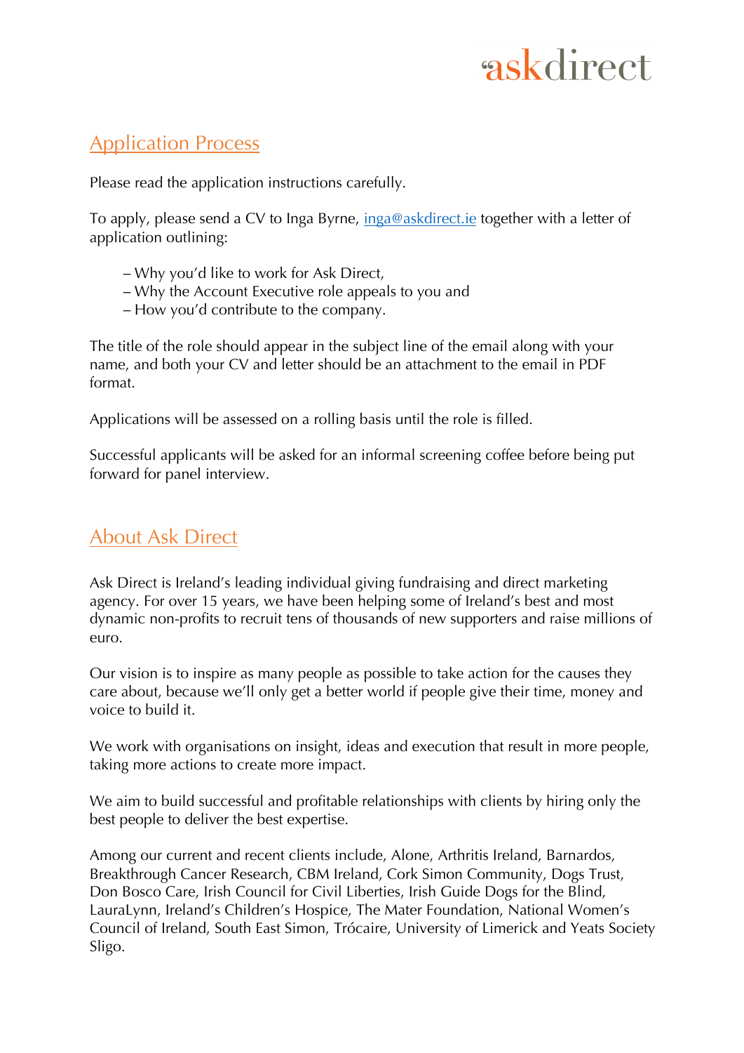## Application Process

Please read the application instructions carefully.

To apply, please send a CV to Inga Byrne, [inga@askdirect.ie](mailto:inga@askdirect.ie) together with a letter of application outlining:

- Why you'd like to work for Ask Direct,
- Why the Account Executive role appeals to you and
- How you'd contribute to the company.

The title of the role should appear in the subject line of the email along with your name, and both your CV and letter should be an attachment to the email in PDF format.

Applications will be assessed on a rolling basis until the role is filled.

Successful applicants will be asked for an informal screening coffee before being put forward for panel interview.

## About Ask Direct

Ask Direct is Ireland's leading individual giving fundraising and direct marketing agency. For over 15 years, we have been helping some of Ireland's best and most dynamic non-profits to recruit tens of thousands of new supporters and raise millions of euro.

Our vision is to inspire as many people as possible to take action for the causes they care about, because we'll only get a better world if people give their time, money and voice to build it.

We work with organisations on insight, ideas and execution that result in more people, taking more actions to create more impact.

We aim to build successful and profitable relationships with clients by hiring only the best people to deliver the best expertise.

Among our current and recent clients include, Alone, Arthritis Ireland, Barnardos, Breakthrough Cancer Research, CBM Ireland, Cork Simon Community, Dogs Trust, Don Bosco Care, Irish Council for Civil Liberties, Irish Guide Dogs for the Blind, LauraLynn, Ireland's Children's Hospice, The Mater Foundation, National Women's Council of Ireland, South East Simon, Trócaire, University of Limerick and Yeats Society Sligo.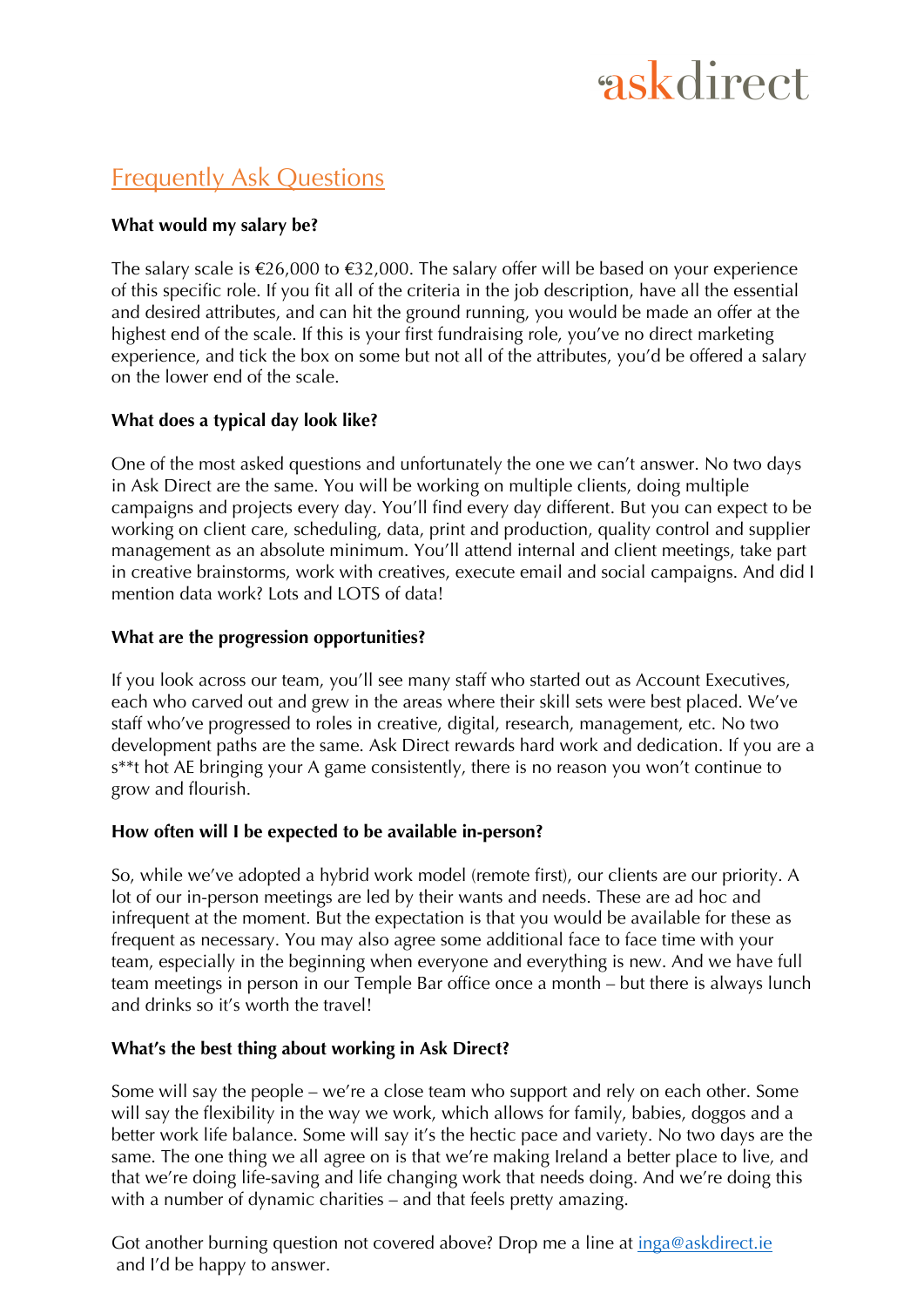# askdirect

## Frequently Ask Questions

**What would my salary be?**

The salary scale is €26,000 to €32,000. The salary offer will be based on your experience of this specific role. If you fit all of the criteria in the job description, have all the essential and desired attributes, and can hit the ground running, you would be made an offer at the highest end of the scale. If this is your first fundraising role, you've no direct marketing experience, and tick the box on some but not all of the attributes, you'd be offered a salary on the lower end of the scale.

**What does a typical day look like?**

One of the most asked questions and unfortunately the one we can't answer. No two days in Ask Direct are the same. You will be working on multiple clients, doing multiple campaigns and projects every day. You'll find every day different. But you can expect to be working on client care, scheduling, data, print and production, quality control and supplier management as an absolute minimum. You'll attend internal and client meetings, take part in creative brainstorms, work with creatives, execute email and social campaigns. And did I mention data work? Lots and LOTS of data!

**What are the progression opportunities?**

If you look across our team, you'll see many staff who started out as Account Executives, each who carved out and grew in the areas where their skill sets were best placed. We've staff who've progressed to roles in creative, digital, research, management, etc. No two development paths are the same. Ask Direct rewards hard work and dedication. If you are a s**t hot AE bringing your A game consistently, there is no reason you won't continue to grow and flourish.

**How often will I be expected to be available in-person?**

So, while we've adopted a hybrid work model (remote first), our clients are our priority. A lot of our in-person meetings are led by their wants and needs. These are ad hoc and infrequent at the moment. But the expectation is that you would be available for these as frequent as necessary. You may also agree some additional face to face time with your team, especially in the beginning when everyone and everything is new. And we have full team meetings in person in our Temple Bar office once a month – but there is always lunch and drinks so it's worth the travel!

**What's the best thing about working in Ask Direct?**

Some will say the people – we're a close team who support and rely on each other. Some will say the flexibility in the way we work, which allows for family, babies, doggos and a better work life balance. Some will say it's the hectic pace and variety. No two days are the same. The one thing we all agree on is that we're making Ireland a better place to live, and that we're doing life-saving and life changing work that needs doing. And we're doing this with a number of dynamic charities – and that feels pretty amazing.

Got another burning question not covered above? Drop me a line at [inga@askdirect.ie](mailto:inga@askdirect.ie) and I'd be happy to answer.